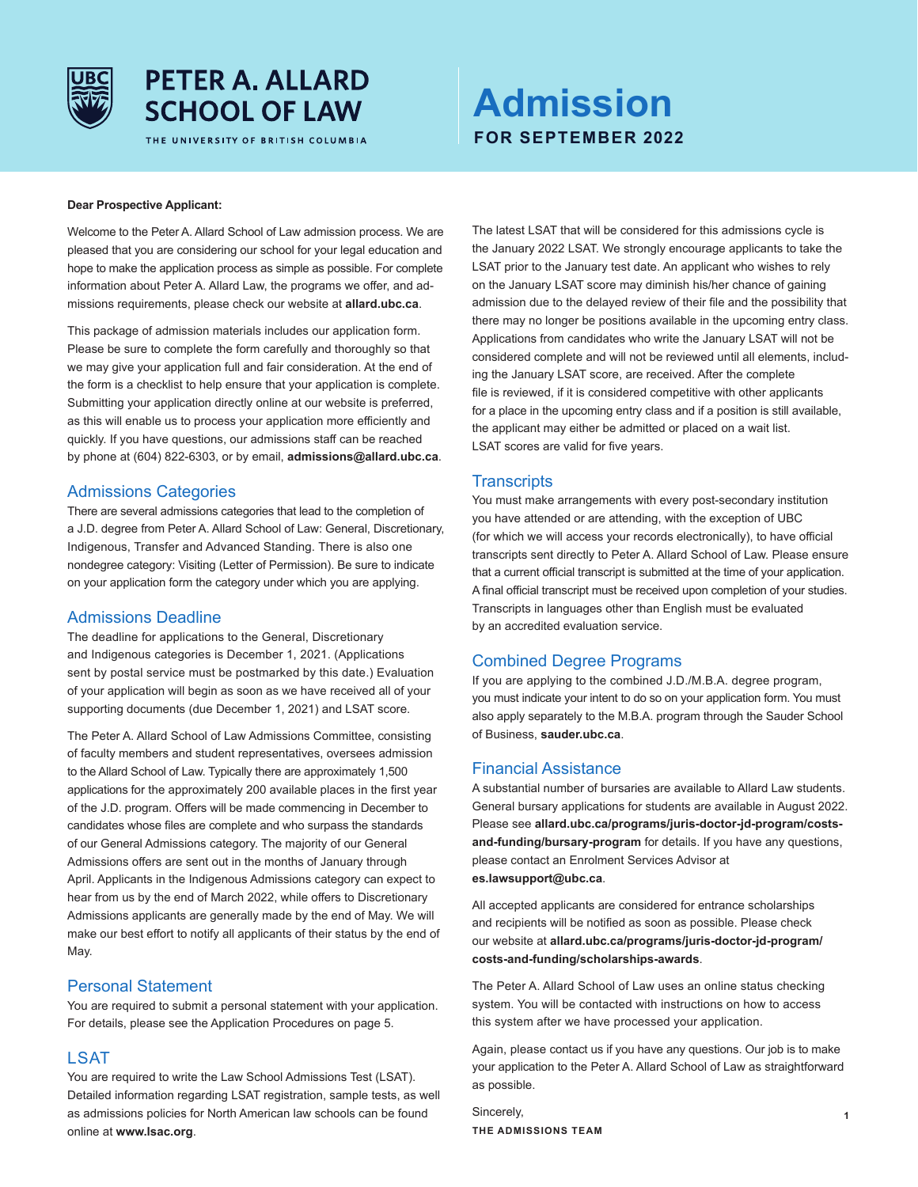# PETER A. ALLARD SCHOOL OF LAW

THE UNIVERSITY OF BRITISH COLUMBIA

# Admission

## FOR SEPTEMBER 2022

**Dear Prospective Applicant:**

Welcome to the Peter A. Allard School of Law admission process. We are pleased that you are considering our school for your legal education and hope to make the application process as simple as possible. For complete information about Peter A. Allard Law, the programs we offer, and admissions requirements, please check our website at **allard.ubc.ca**.

This package of admission materials includes our application form. Please be sure to complete the form carefully and thoroughly so that we may give your application full and fair consideration. At the end of the form is a checklist to help ensure that your application is complete. Submitting your application directly online at our website is preferred, as this will enable us to process your application more efficiently and quickly. If you have questions, our admissions staff can be reached by phone at (604) 822-6303, or by email, **admissions@allard.ubc.ca**.

## Admissions Categories

There are several admissions categories that lead to the completion of a J.D. degree from Peter A. Allard School of Law: General, Discretionary, Indigenous, Transfer and Advanced Standing. There is also one nondegree category: Visiting (Letter of Permission). Be sure to indicate on your application form the category under which you are applying.

## Admissions Deadline

The deadline for applications to the General, Discretionary and Indigenous categories is December 1, 2021. (Applications sent by postal service must be postmarked by this date.) Evaluation of your application will begin as soon as we have received all of your supporting documents (due December 1, 2021) and LSAT score.

The Peter A. Allard School of Law Admissions Committee, consisting of faculty members and student representatives, oversees admission to the Allard School of Law. Typically there are approximately 1,500 applications for the approximately 200 available places in the first year of the J.D. program. Offers will be made commencing in December to candidates whose files are complete and who surpass the standards of our General Admissions category. The majority of our General Admissions offers are sent out in the months of January through April. Applicants in the Indigenous Admissions category can expect to hear from us by the end of March 2022, while offers to Discretionary Admissions applicants are generally made by the end of May. We will make our best effort to notify all applicants of their status by the end of May.

## Personal Statement

You are required to submit a personal statement with your application. For details, please see the Application Procedures on page 5.

## LSAT

You are required to write the Law School Admissions Test (LSAT). Detailed information regarding LSAT registration, sample tests, as well as admissions policies for North American law schools can be found online at **www.lsac.org**.

The latest LSAT that will be considered for this admissions cycle is the January 2022 LSAT. We strongly encourage applicants to take the LSAT prior to the January test date. An applicant who wishes to rely on the January LSAT score may diminish his/her chance of gaining admission due to the delayed review of their file and the possibility that there may no longer be positions available in the upcoming entry class. Applications from candidates who write the January LSAT will not be considered complete and will not be reviewed until all elements, including the January LSAT score, are received. After the complete file is reviewed, if it is considered competitive with other applicants for a place in the upcoming entry class and if a position is still available, the applicant may either be admitted or placed on a wait list. LSAT scores are valid for five years.

## Transcripts

You must make arrangements with every post-secondary institution you have attended or are attending, with the exception of UBC (for which we will access your records electronically), to have official transcripts sent directly to Peter A. Allard School of Law. Please ensure that a current official transcript is submitted at the time of your application. A final official transcript must be received upon completion of your studies. Transcripts in languages other than English must be evaluated by an accredited evaluation service.

## Combined Degree Programs

If you are applying to the combined J.D./M.B.A. degree program, you must indicate your intent to do so on your application form. You must also apply separately to the M.B.A. program through the Sauder School of Business, **sauder.ubc.ca**.

## Financial Assistance

A substantial number of bursaries are available to Allard Law students. General bursary applications for students are available in August 2022. Please see **allard.ubc.ca/programs/juris-doctor-jd-program/costs-and-funding/bursary-program** for details. If you have any questions, please contact an Enrolment Services Advisor at **es.lawsupport@ubc.ca**.

All accepted applicants are considered for entrance scholarships and recipients will be notified as soon as possible. Please check our website at **allard.ubc.ca/programs/juris-doctor-jd-program/costs-and-funding/scholarships-awards**.

The Peter A. Allard School of Law uses an online status checking system. You will be contacted with instructions on how to access this system after we have processed your application.

Again, please contact us if you have any questions. Our job is to make your application to the Peter A. Allard School of Law as straightforward as possible.

Sincerely,

**THE ADMISSIONS TEAM**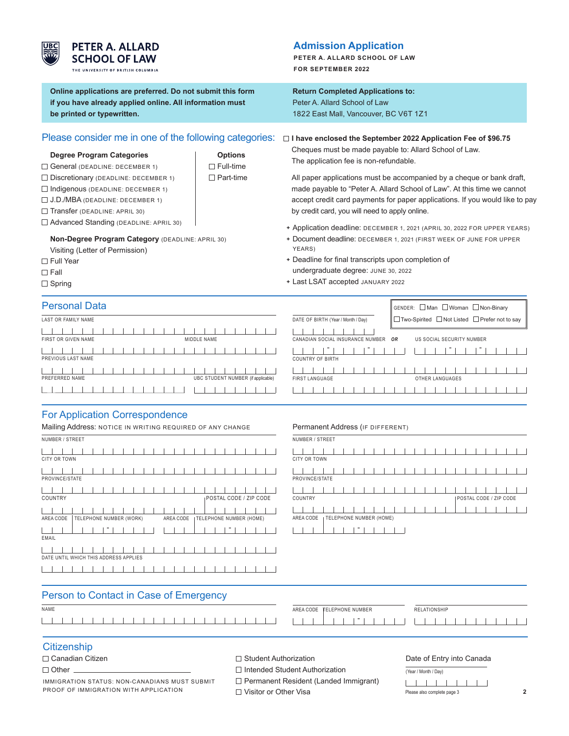**PETER A. ALLARD SCHOOL OF LAW**
THE UNIVERSITY OF BRITISH COLUMBIA

# Admission Application

**PETER A. ALLARD SCHOOL OF LAW**
**FOR SEPTEMBER 2022**

**Online applications are preferred. Do not submit this form if you have already applied online. All information must be printed or typewritten.**

**Return Completed Applications to:**
Peter A. Allard School of Law
1822 East Mall, Vancouver, BC V6T 1Z1

## Please consider me in one of the following categories:

**Degree Program Categories**
- ☐ General (DEADLINE: DECEMBER 1)
- ☐ Discretionary (DEADLINE: DECEMBER 1)
- ☐ Indigenous (DEADLINE: DECEMBER 1)
- ☐ J.D./MBA (DEADLINE: DECEMBER 1)
- ☐ Transfer (DEADLINE: APRIL 30)
- ☐ Advanced Standing (DEADLINE: APRIL 30)

**Options**
- ☐ Full-time
- ☐ Part-time

**Non-Degree Program Category** (DEADLINE: APRIL 30)
Visiting (Letter of Permission)
- ☐ Full Year
- ☐ Fall
- ☐ Spring

☐ **I have enclosed the September 2022 Application Fee of $96.75**
Cheques must be made payable to: Allard School of Law.
The application fee is non-refundable.

All paper applications must be accompanied by a cheque or bank draft, made payable to “Peter A. Allard School of Law”. At this time we cannot accept credit card payments for paper applications. If you would like to pay by credit card, you will need to apply online.

- Application deadline: DECEMBER 1, 2021 (APRIL 30, 2022 FOR UPPER YEARS)
- Document deadline: DECEMBER 1, 2021 (FIRST WEEK OF JUNE FOR UPPER YEARS)
- Deadline for final transcripts upon completion of undergraduate degree: JUNE 30, 2022
- Last LSAT accepted JANUARY 2022

## Personal Data

LAST OR FAMILY NAME

FIRST OR GIVEN NAME — MIDDLE NAME

PREVIOUS LAST NAME

PREFERRED NAME — UBC STUDENT NUMBER (if applicable)

DATE OF BIRTH (Year / Month / Day)

GENDER: ☐ Man ☐ Woman ☐ Non-Binary ☐ Two-Spirited ☐ Not Listed ☐ Prefer not to say

CANADIAN SOCIAL INSURANCE NUMBER **OR** US SOCIAL SECURITY NUMBER

COUNTRY OF BIRTH

FIRST LANGUAGE — OTHER LANGUAGES

## For Application Correspondence

Mailing Address: NOTICE IN WRITING REQUIRED OF ANY CHANGE

NUMBER / STREET

CITY OR TOWN

PROVINCE/STATE

COUNTRY — POSTAL CODE / ZIP CODE

AREA CODE — TELEPHONE NUMBER (WORK) — AREA CODE — TELEPHONE NUMBER (HOME)

EMAIL

DATE UNTIL WHICH THIS ADDRESS APPLIES

Permanent Address (IF DIFFERENT)

NUMBER / STREET

CITY OR TOWN

PROVINCE/STATE

COUNTRY — POSTAL CODE / ZIP CODE

AREA CODE — TELEPHONE NUMBER (HOME)

## Person to Contact in Case of Emergency

NAME

AREA CODE — TELEPHONE NUMBER

RELATIONSHIP

## Citizenship

- ☐ Canadian Citizen
- ☐ Other ______________

IMMIGRATION STATUS: NON-CANADIANS MUST SUBMIT PROOF OF IMMIGRATION WITH APPLICATION

- ☐ Student Authorization
- ☐ Intended Student Authorization
- ☐ Permanent Resident (Landed Immigrant)
- ☐ Visitor or Other Visa

Date of Entry into Canada
(Year / Month / Day)

Please also complete page 3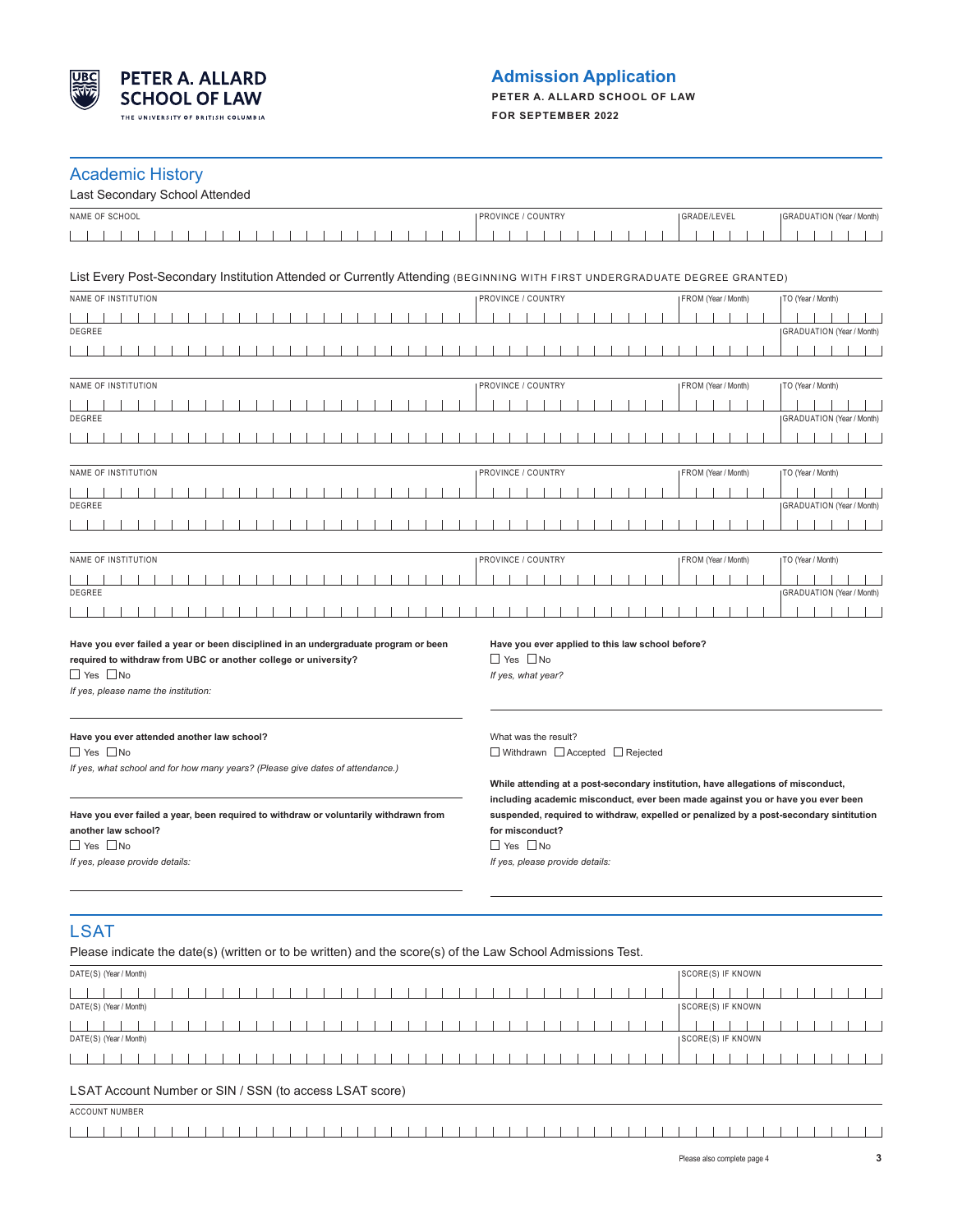**PETER A. ALLARD SCHOOL OF LAW**
THE UNIVERSITY OF BRITISH COLUMBIA

# Admission Application

**PETER A. ALLARD SCHOOL OF LAW**

**FOR SEPTEMBER 2022**

## Academic History

Last Secondary School Attended

| NAME OF SCHOOL | PROVINCE / COUNTRY | GRADE/LEVEL | GRADUATION (Year / Month) |
|---|---|---|---|
| | | | |

List Every Post-Secondary Institution Attended or Currently Attending (BEGINNING WITH FIRST UNDERGRADUATE DEGREE GRANTED)

| NAME OF INSTITUTION | PROVINCE / COUNTRY | FROM (Year / Month) | TO (Year / Month) |
|---|---|---|---|
| | | | |
| DEGREE | | | GRADUATION (Year / Month) |
| | | | |

| NAME OF INSTITUTION | PROVINCE / COUNTRY | FROM (Year / Month) | TO (Year / Month) |
|---|---|---|---|
| | | | |
| DEGREE | | | GRADUATION (Year / Month) |
| | | | |

| NAME OF INSTITUTION | PROVINCE / COUNTRY | FROM (Year / Month) | TO (Year / Month) |
|---|---|---|---|
| | | | |
| DEGREE | | | GRADUATION (Year / Month) |
| | | | |

| NAME OF INSTITUTION | PROVINCE / COUNTRY | FROM (Year / Month) | TO (Year / Month) |
|---|---|---|---|
| | | | |
| DEGREE | | | GRADUATION (Year / Month) |
| | | | |

**Have you ever failed a year or been disciplined in an undergraduate program or been required to withdraw from UBC or another college or university?**

☐ Yes ☐ No

*If yes, please name the institution:*

**Have you ever attended another law school?**

☐ Yes ☐ No

*If yes, what school and for how many years? (Please give dates of attendance.)*

**Have you ever failed a year, been required to withdraw or voluntarily withdrawn from another law school?**

☐ Yes ☐ No

*If yes, please provide details:*

**Have you ever applied to this law school before?**

☐ Yes ☐ No

*If yes, what year?*

What was the result?

☐ Withdrawn ☐ Accepted ☐ Rejected

**While attending at a post-secondary institution, have allegations of misconduct, including academic misconduct, ever been made against you or have you ever been suspended, required to withdraw, expelled or penalized by a post-secondary sintitution for misconduct?**

☐ Yes ☐ No

*If yes, please provide details:*

## LSAT

Please indicate the date(s) (written or to be written) and the score(s) of the Law School Admissions Test.

| DATE(S) (Year / Month) | SCORE(S) IF KNOWN |
|---|---|
| | |
| | |
| | |

LSAT Account Number or SIN / SSN (to access LSAT score)

ACCOUNT NUMBER

Please also complete page 4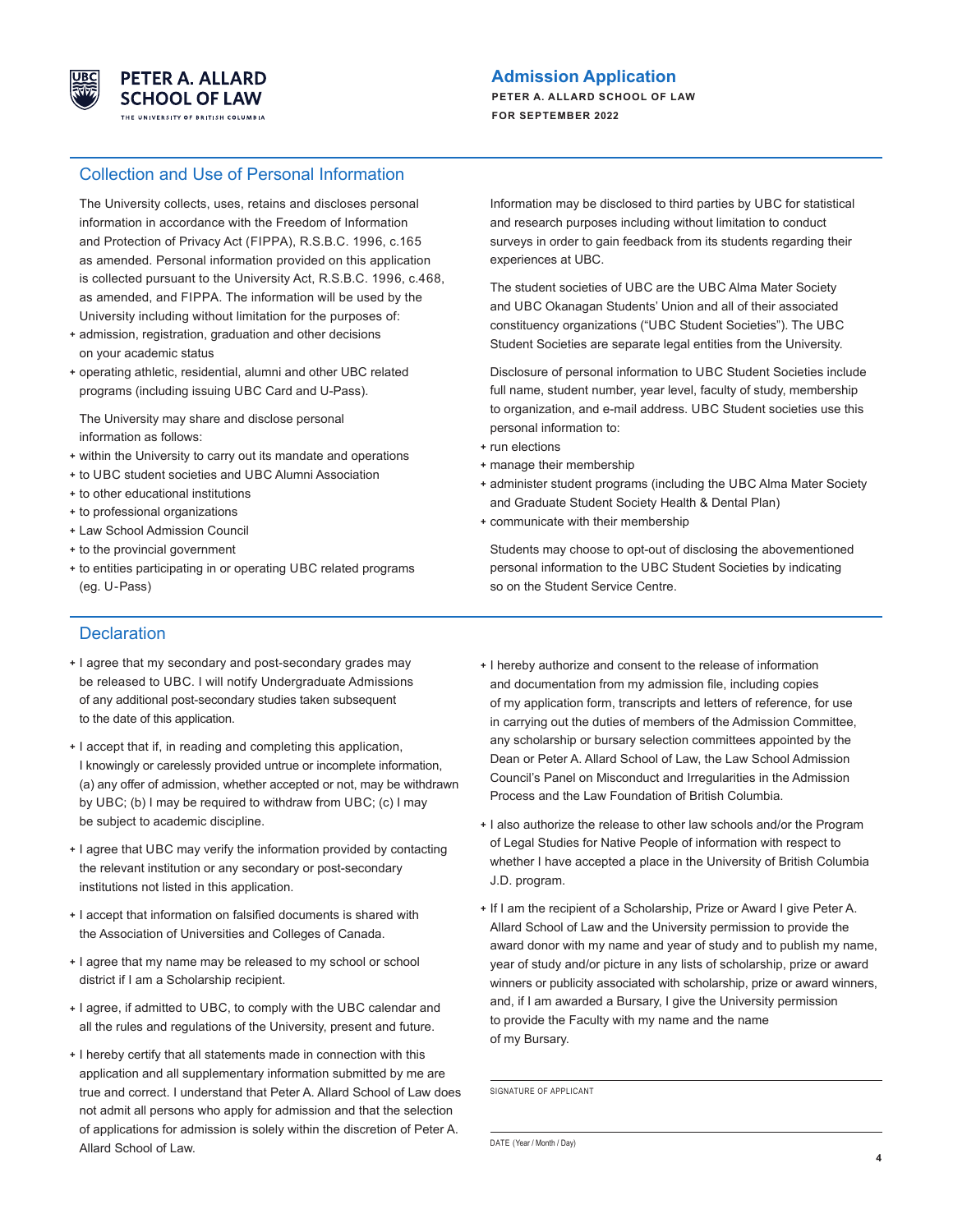# Admission Application

**PETER A. ALLARD SCHOOL OF LAW**

**FOR SEPTEMBER 2022**

## Collection and Use of Personal Information

The University collects, uses, retains and discloses personal information in accordance with the Freedom of Information and Protection of Privacy Act (FIPPA), R.S.B.C. 1996, c.165 as amended. Personal information provided on this application is collected pursuant to the University Act, R.S.B.C. 1996, c.468, as amended, and FIPPA. The information will be used by the University including without limitation for the purposes of:

+ admission, registration, graduation and other decisions on your academic status
+ operating athletic, residential, alumni and other UBC related programs (including issuing UBC Card and U-Pass).

The University may share and disclose personal information as follows:

+ within the University to carry out its mandate and operations
+ to UBC student societies and UBC Alumni Association
+ to other educational institutions
+ to professional organizations
+ Law School Admission Council
+ to the provincial government
+ to entities participating in or operating UBC related programs (eg. U-Pass)

Information may be disclosed to third parties by UBC for statistical and research purposes including without limitation to conduct surveys in order to gain feedback from its students regarding their experiences at UBC.

The student societies of UBC are the UBC Alma Mater Society and UBC Okanagan Students' Union and all of their associated constituency organizations ("UBC Student Societies"). The UBC Student Societies are separate legal entities from the University.

Disclosure of personal information to UBC Student Societies include full name, student number, year level, faculty of study, membership to organization, and e-mail address. UBC Student societies use this personal information to:

+ run elections
+ manage their membership
+ administer student programs (including the UBC Alma Mater Society and Graduate Student Society Health & Dental Plan)
+ communicate with their membership

Students may choose to opt-out of disclosing the abovementioned personal information to the UBC Student Societies by indicating so on the Student Service Centre.

## Declaration

+ I agree that my secondary and post-secondary grades may be released to UBC. I will notify Undergraduate Admissions of any additional post-secondary studies taken subsequent to the date of this application.
+ I accept that if, in reading and completing this application, I knowingly or carelessly provided untrue or incomplete information, (a) any offer of admission, whether accepted or not, may be withdrawn by UBC; (b) I may be required to withdraw from UBC; (c) I may be subject to academic discipline.
+ I agree that UBC may verify the information provided by contacting the relevant institution or any secondary or post-secondary institutions not listed in this application.
+ I accept that information on falsified documents is shared with the Association of Universities and Colleges of Canada.
+ I agree that my name may be released to my school or school district if I am a Scholarship recipient.
+ I agree, if admitted to UBC, to comply with the UBC calendar and all the rules and regulations of the University, present and future.
+ I hereby certify that all statements made in connection with this application and all supplementary information submitted by me are true and correct. I understand that Peter A. Allard School of Law does not admit all persons who apply for admission and that the selection of applications for admission is solely within the discretion of Peter A. Allard School of Law.
+ I hereby authorize and consent to the release of information and documentation from my admission file, including copies of my application form, transcripts and letters of reference, for use in carrying out the duties of members of the Admission Committee, any scholarship or bursary selection committees appointed by the Dean or Peter A. Allard School of Law, the Law School Admission Council's Panel on Misconduct and Irregularities in the Admission Process and the Law Foundation of British Columbia.
+ I also authorize the release to other law schools and/or the Program of Legal Studies for Native People of information with respect to whether I have accepted a place in the University of British Columbia J.D. program.
+ If I am the recipient of a Scholarship, Prize or Award I give Peter A. Allard School of Law and the University permission to provide the award donor with my name and year of study and to publish my name, year of study and/or picture in any lists of scholarship, prize or award winners or publicity associated with scholarship, prize or award winners, and, if I am awarded a Bursary, I give the University permission to provide the Faculty with my name and the name of my Bursary.

SIGNATURE OF APPLICANT

DATE (Year / Month / Day)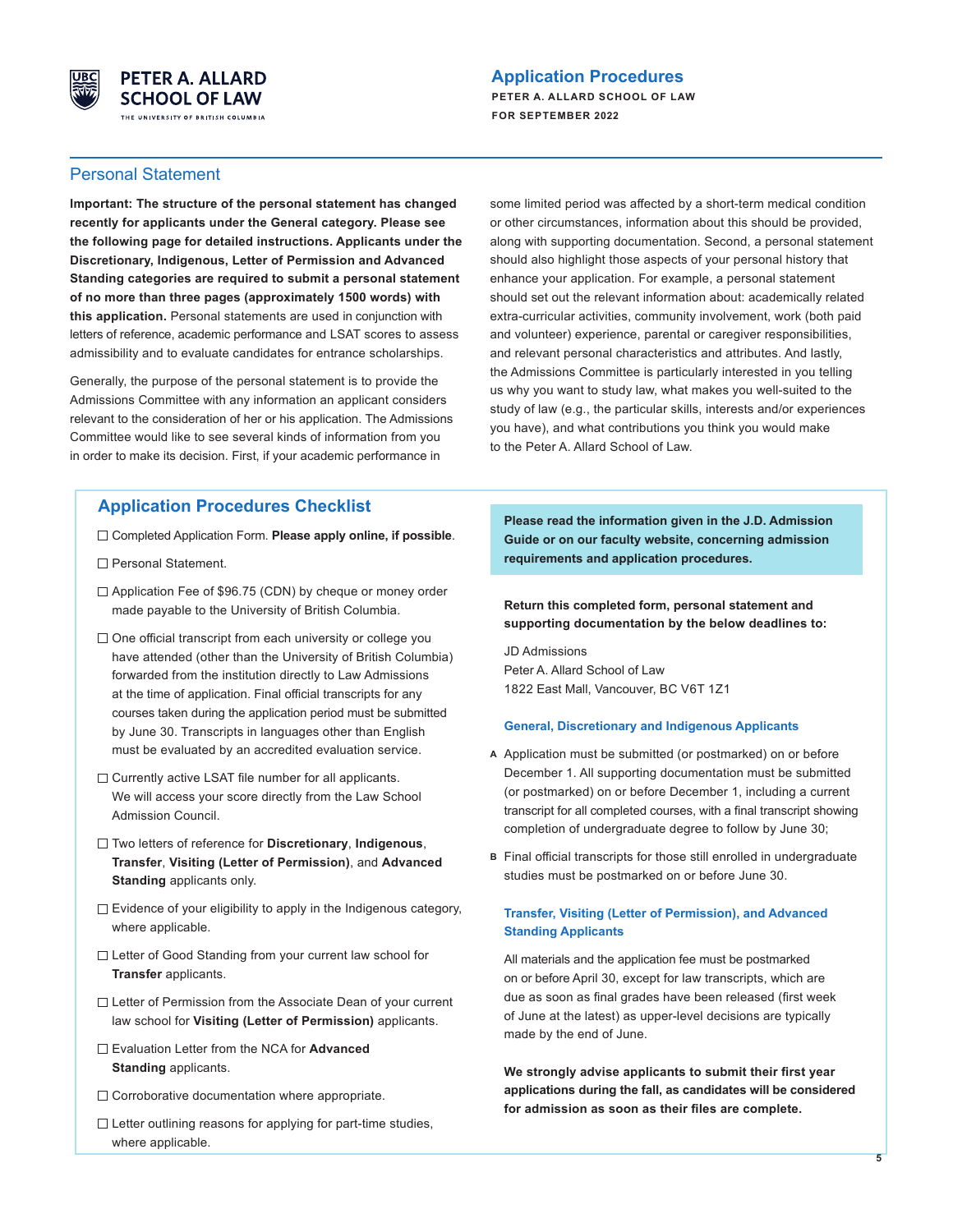## Personal Statement

**Important: The structure of the personal statement has changed recently for applicants under the General category. Please see the following page for detailed instructions. Applicants under the Discretionary, Indigenous, Letter of Permission and Advanced Standing categories are required to submit a personal statement of no more than three pages (approximately 1500 words) with this application.** Personal statements are used in conjunction with letters of reference, academic performance and LSAT scores to assess admissibility and to evaluate candidates for entrance scholarships.

Generally, the purpose of the personal statement is to provide the Admissions Committee with any information an applicant considers relevant to the consideration of her or his application. The Admissions Committee would like to see several kinds of information from you in order to make its decision. First, if your academic performance in some limited period was affected by a short-term medical condition or other circumstances, information about this should be provided, along with supporting documentation. Second, a personal statement should also highlight those aspects of your personal history that enhance your application. For example, a personal statement should set out the relevant information about: academically related extra-curricular activities, community involvement, work (both paid and volunteer) experience, parental or caregiver responsibilities, and relevant personal characteristics and attributes. And lastly, the Admissions Committee is particularly interested in you telling us why you want to study law, what makes you well-suited to the study of law (e.g., the particular skills, interests and/or experiences you have), and what contributions you think you would make to the Peter A. Allard School of Law.

## Application Procedures Checklist

- ☐ Completed Application Form. **Please apply online, if possible**.
- ☐ Personal Statement.
- ☐ Application Fee of $96.75 (CDN) by cheque or money order made payable to the University of British Columbia.
- ☐ One official transcript from each university or college you have attended (other than the University of British Columbia) forwarded from the institution directly to Law Admissions at the time of application. Final official transcripts for any courses taken during the application period must be submitted by June 30. Transcripts in languages other than English must be evaluated by an accredited evaluation service.
- ☐ Currently active LSAT file number for all applicants. We will access your score directly from the Law School Admission Council.
- ☐ Two letters of reference for **Discretionary**, **Indigenous**, **Transfer**, **Visiting (Letter of Permission)**, and **Advanced Standing** applicants only.
- ☐ Evidence of your eligibility to apply in the Indigenous category, where applicable.
- ☐ Letter of Good Standing from your current law school for **Transfer** applicants.
- ☐ Letter of Permission from the Associate Dean of your current law school for **Visiting (Letter of Permission)** applicants.
- ☐ Evaluation Letter from the NCA for **Advanced Standing** applicants.
- ☐ Corroborative documentation where appropriate.
- ☐ Letter outlining reasons for applying for part-time studies, where applicable.

**Please read the information given in the J.D. Admission Guide or on our faculty website, concerning admission requirements and application procedures.**

**Return this completed form, personal statement and supporting documentation by the below deadlines to:**

JD Admissions
Peter A. Allard School of Law
1822 East Mall, Vancouver, BC V6T 1Z1

### General, Discretionary and Indigenous Applicants

**A** Application must be submitted (or postmarked) on or before December 1. All supporting documentation must be submitted (or postmarked) on or before December 1, including a current transcript for all completed courses, with a final transcript showing completion of undergraduate degree to follow by June 30;

**B** Final official transcripts for those still enrolled in undergraduate studies must be postmarked on or before June 30.

### Transfer, Visiting (Letter of Permission), and Advanced Standing Applicants

All materials and the application fee must be postmarked on or before April 30, except for law transcripts, which are due as soon as final grades have been released (first week of June at the latest) as upper-level decisions are typically made by the end of June.

**We strongly advise applicants to submit their first year applications during the fall, as candidates will be considered for admission as soon as their files are complete.**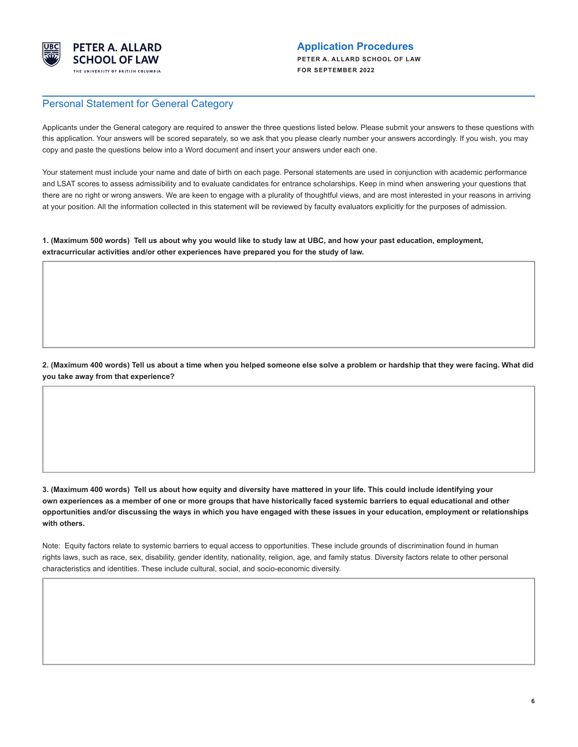## Personal Statement for General Category

Applicants under the General category are required to answer the three questions listed below. Please submit your answers to these questions with this application. Your answers will be scored separately, so we ask that you please clearly number your answers accordingly. If you wish, you may copy and paste the questions below into a Word document and insert your answers under each one.

Your statement must include your name and date of birth on each page. Personal statements are used in conjunction with academic performance and LSAT scores to assess admissibility and to evaluate candidates for entrance scholarships. Keep in mind when answering your questions that there are no right or wrong answers. We are keen to engage with a plurality of thoughtful views, and are most interested in your reasons in arriving at your position. All the information collected in this statement will be reviewed by faculty evaluators explicitly for the purposes of admission.

**1. (Maximum 500 words) Tell us about why you would like to study law at UBC, and how your past education, employment, extracurricular activities and/or other experiences have prepared you for the study of law.**

**2. (Maximum 400 words) Tell us about a time when you helped someone else solve a problem or hardship that they were facing. What did you take away from that experience?**

**3. (Maximum 400 words) Tell us about how equity and diversity have mattered in your life. This could include identifying your own experiences as a member of one or more groups that have historically faced systemic barriers to equal educational and other opportunities and/or discussing the ways in which you have engaged with these issues in your education, employment or relationships with others.**

Note: Equity factors relate to systemic barriers to equal access to opportunities. These include grounds of discrimination found in human rights laws, such as race, sex, disability, gender identity, nationality, religion, age, and family status. Diversity factors relate to other personal characteristics and identities. These include cultural, social, and socio-economic diversity.